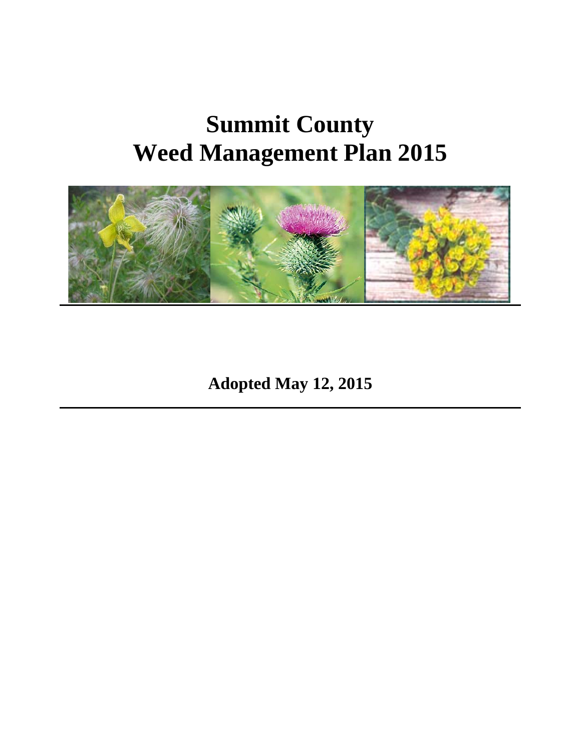# Summit County
# Weed Management Plan 2015

**Adopted May 12, 2015**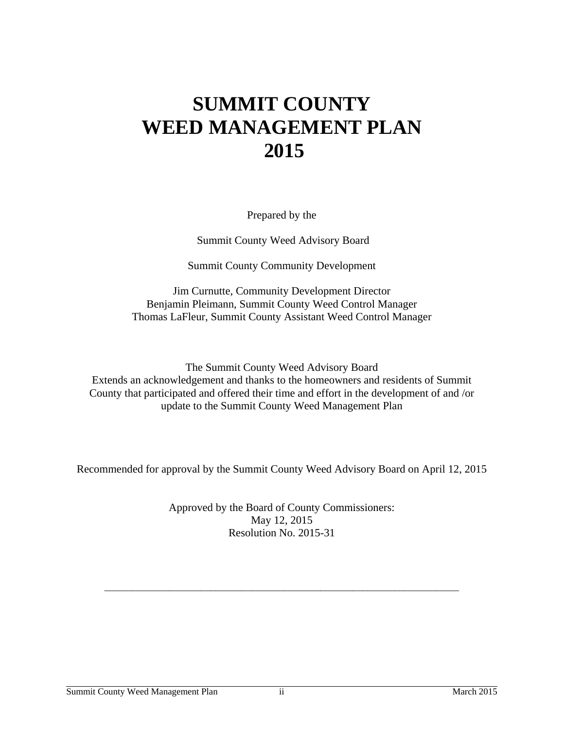# SUMMIT COUNTY WEED MANAGEMENT PLAN 2015

Prepared by the

Summit County Weed Advisory Board

Summit County Community Development

Jim Curnutte, Community Development Director
Benjamin Pleimann, Summit County Weed Control Manager
Thomas LaFleur, Summit County Assistant Weed Control Manager

The Summit County Weed Advisory Board
Extends an acknowledgement and thanks to the homeowners and residents of Summit County that participated and offered their time and effort in the development of and /or update to the Summit County Weed Management Plan

Recommended for approval by the Summit County Weed Advisory Board on April 12, 2015

Approved by the Board of County Commissioners:
May 12, 2015
Resolution No. 2015-31

\_\_\_\_\_\_\_\_\_\_\_\_\_\_\_\_\_\_\_\_\_\_\_\_\_\_\_\_\_\_\_\_\_\_\_\_\_\_\_\_\_\_\_\_\_\_\_\_\_\_\_\_\_\_\_\_\_\_\_\_\_\_\_\_\_\_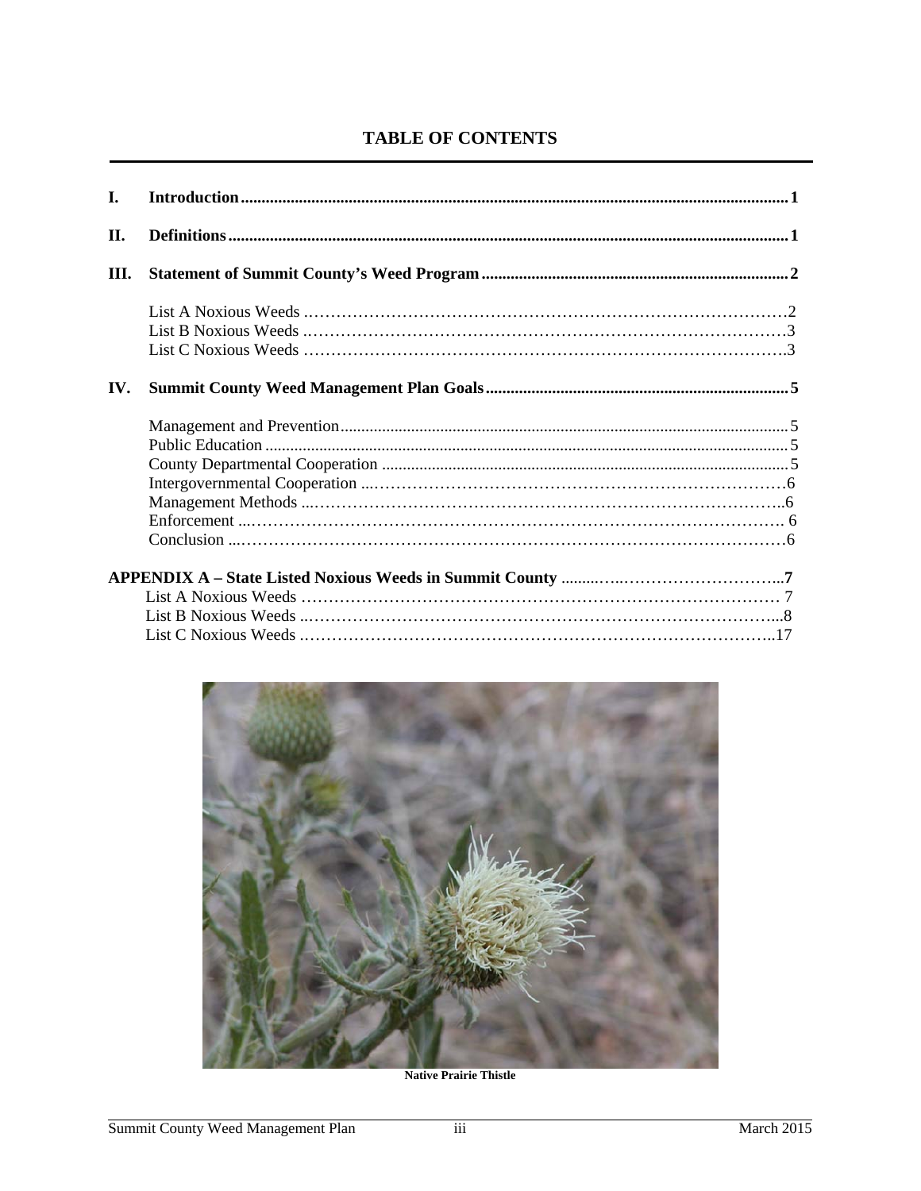# TABLE OF CONTENTS

| | | |
|---|---|---|
| **I.** | **Introduction** | **1** |
| **II.** | **Definitions** | **1** |
| **III.** | **Statement of Summit County's Weed Program** | **2** |
| | List A Noxious Weeds | 2 |
| | List B Noxious Weeds | 3 |
| | List C Noxious Weeds | 3 |
| **IV.** | **Summit County Weed Management Plan Goals** | **5** |
| | Management and Prevention | 5 |
| | Public Education | 5 |
| | County Departmental Cooperation | 5 |
| | Intergovernmental Cooperation | 6 |
| | Management Methods | 6 |
| | Enforcement | 6 |
| | Conclusion | 6 |
| **APPENDIX A – State Listed Noxious Weeds in Summit County** | | **7** |
| | List A Noxious Weeds | 7 |
| | List B Noxious Weeds | 8 |
| | List C Noxious Weeds | 17 |

**Native Prairie Thistle**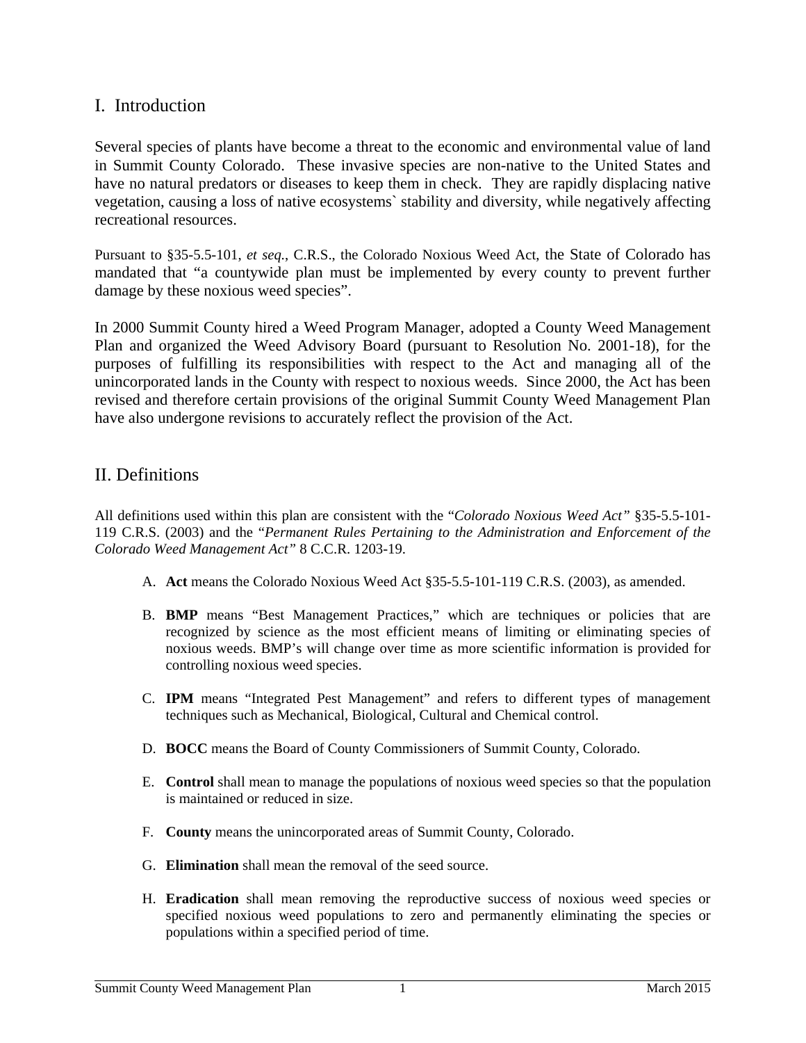## I. Introduction

Several species of plants have become a threat to the economic and environmental value of land in Summit County Colorado. These invasive species are non-native to the United States and have no natural predators or diseases to keep them in check. They are rapidly displacing native vegetation, causing a loss of native ecosystems` stability and diversity, while negatively affecting recreational resources.

Pursuant to §35-5.5-101, *et seq*., C.R.S., the Colorado Noxious Weed Act, the State of Colorado has mandated that "a countywide plan must be implemented by every county to prevent further damage by these noxious weed species".

In 2000 Summit County hired a Weed Program Manager, adopted a County Weed Management Plan and organized the Weed Advisory Board (pursuant to Resolution No. 2001-18), for the purposes of fulfilling its responsibilities with respect to the Act and managing all of the unincorporated lands in the County with respect to noxious weeds. Since 2000, the Act has been revised and therefore certain provisions of the original Summit County Weed Management Plan have also undergone revisions to accurately reflect the provision of the Act.

## II. Definitions

All definitions used within this plan are consistent with the "*Colorado Noxious Weed Act"* §35-5.5-101-119 C.R.S. (2003) and the "*Permanent Rules Pertaining to the Administration and Enforcement of the Colorado Weed Management Act"* 8 C.C.R. 1203-19.

A. **Act** means the Colorado Noxious Weed Act §35-5.5-101-119 C.R.S. (2003), as amended.

B. **BMP** means "Best Management Practices," which are techniques or policies that are recognized by science as the most efficient means of limiting or eliminating species of noxious weeds. BMP's will change over time as more scientific information is provided for controlling noxious weed species.

C. **IPM** means "Integrated Pest Management" and refers to different types of management techniques such as Mechanical, Biological, Cultural and Chemical control.

D. **BOCC** means the Board of County Commissioners of Summit County, Colorado.

E. **Control** shall mean to manage the populations of noxious weed species so that the population is maintained or reduced in size.

F. **County** means the unincorporated areas of Summit County, Colorado.

G. **Elimination** shall mean the removal of the seed source.

H. **Eradication** shall mean removing the reproductive success of noxious weed species or specified noxious weed populations to zero and permanently eliminating the species or populations within a specified period of time.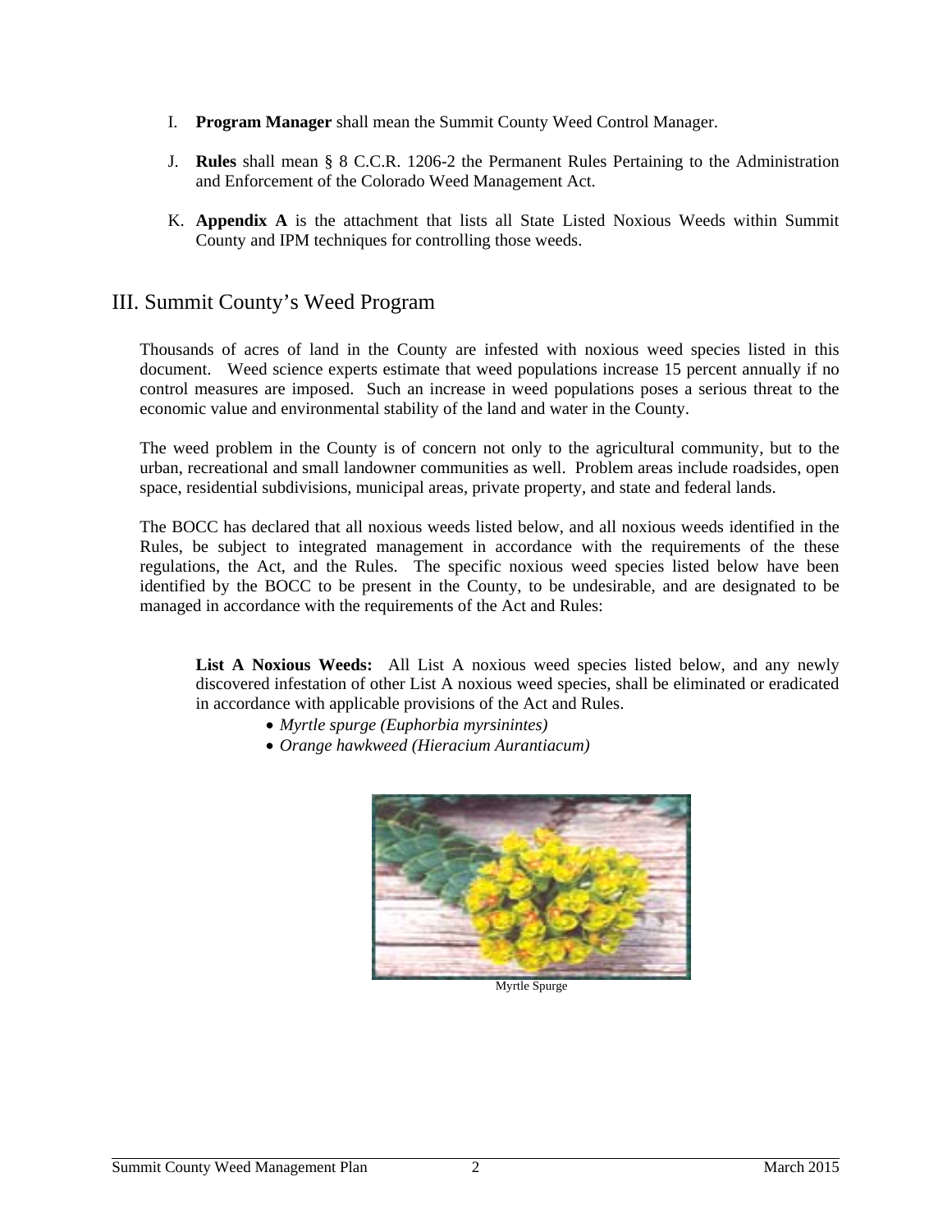I. **Program Manager** shall mean the Summit County Weed Control Manager.

J. **Rules** shall mean § 8 C.C.R. 1206-2 the Permanent Rules Pertaining to the Administration and Enforcement of the Colorado Weed Management Act.

K. **Appendix A** is the attachment that lists all State Listed Noxious Weeds within Summit County and IPM techniques for controlling those weeds.

## III. Summit County's Weed Program

Thousands of acres of land in the County are infested with noxious weed species listed in this document. Weed science experts estimate that weed populations increase 15 percent annually if no control measures are imposed. Such an increase in weed populations poses a serious threat to the economic value and environmental stability of the land and water in the County.

The weed problem in the County is of concern not only to the agricultural community, but to the urban, recreational and small landowner communities as well. Problem areas include roadsides, open space, residential subdivisions, municipal areas, private property, and state and federal lands.

The BOCC has declared that all noxious weeds listed below, and all noxious weeds identified in the Rules, be subject to integrated management in accordance with the requirements of the these regulations, the Act, and the Rules. The specific noxious weed species listed below have been identified by the BOCC to be present in the County, to be undesirable, and are designated to be managed in accordance with the requirements of the Act and Rules:

**List A Noxious Weeds:** All List A noxious weed species listed below, and any newly discovered infestation of other List A noxious weed species, shall be eliminated or eradicated in accordance with applicable provisions of the Act and Rules.

- *Myrtle spurge (Euphorbia myrsinintes)*
- *Orange hawkweed (Hieracium Aurantiacum)*

Myrtle Spurge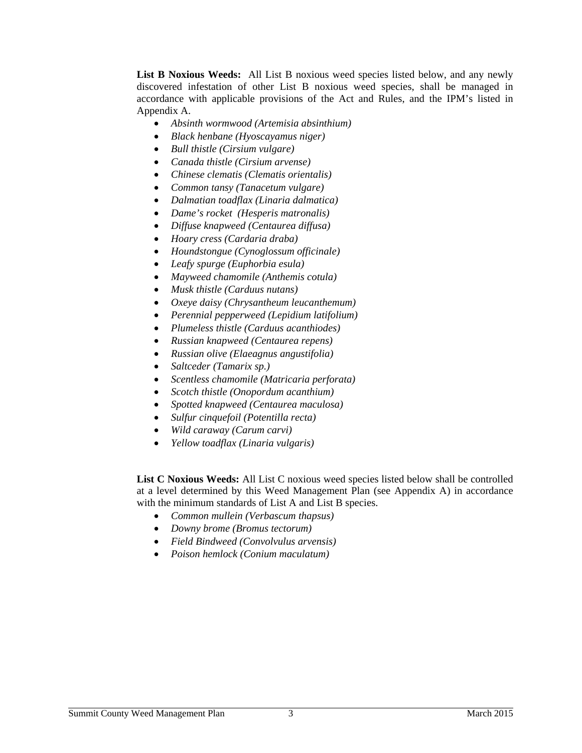**List B Noxious Weeds:** All List B noxious weed species listed below, and any newly discovered infestation of other List B noxious weed species, shall be managed in accordance with applicable provisions of the Act and Rules, and the IPM's listed in Appendix A.

- *Absinth wormwood (Artemisia absinthium)*
- *Black henbane (Hyoscayamus niger)*
- *Bull thistle (Cirsium vulgare)*
- *Canada thistle (Cirsium arvense)*
- *Chinese clematis (Clematis orientalis)*
- *Common tansy (Tanacetum vulgare)*
- *Dalmatian toadflax (Linaria dalmatica)*
- *Dame's rocket (Hesperis matronalis)*
- *Diffuse knapweed (Centaurea diffusa)*
- *Hoary cress (Cardaria draba)*
- *Houndstongue (Cynoglossum officinale)*
- *Leafy spurge (Euphorbia esula)*
- *Mayweed chamomile (Anthemis cotula)*
- *Musk thistle (Carduus nutans)*
- *Oxeye daisy (Chrysantheum leucanthemum)*
- *Perennial pepperweed (Lepidium latifolium)*
- *Plumeless thistle (Carduus acanthiodes)*
- *Russian knapweed (Centaurea repens)*
- *Russian olive (Elaeagnus angustifolia)*
- *Saltceder (Tamarix sp.)*
- *Scentless chamomile (Matricaria perforata)*
- *Scotch thistle (Onopordum acanthium)*
- *Spotted knapweed (Centaurea maculosa)*
- *Sulfur cinquefoil (Potentilla recta)*
- *Wild caraway (Carum carvi)*
- *Yellow toadflax (Linaria vulgaris)*

**List C Noxious Weeds:** All List C noxious weed species listed below shall be controlled at a level determined by this Weed Management Plan (see Appendix A) in accordance with the minimum standards of List A and List B species.

- *Common mullein (Verbascum thapsus)*
- *Downy brome (Bromus tectorum)*
- *Field Bindweed (Convolvulus arvensis)*
- *Poison hemlock (Conium maculatum)*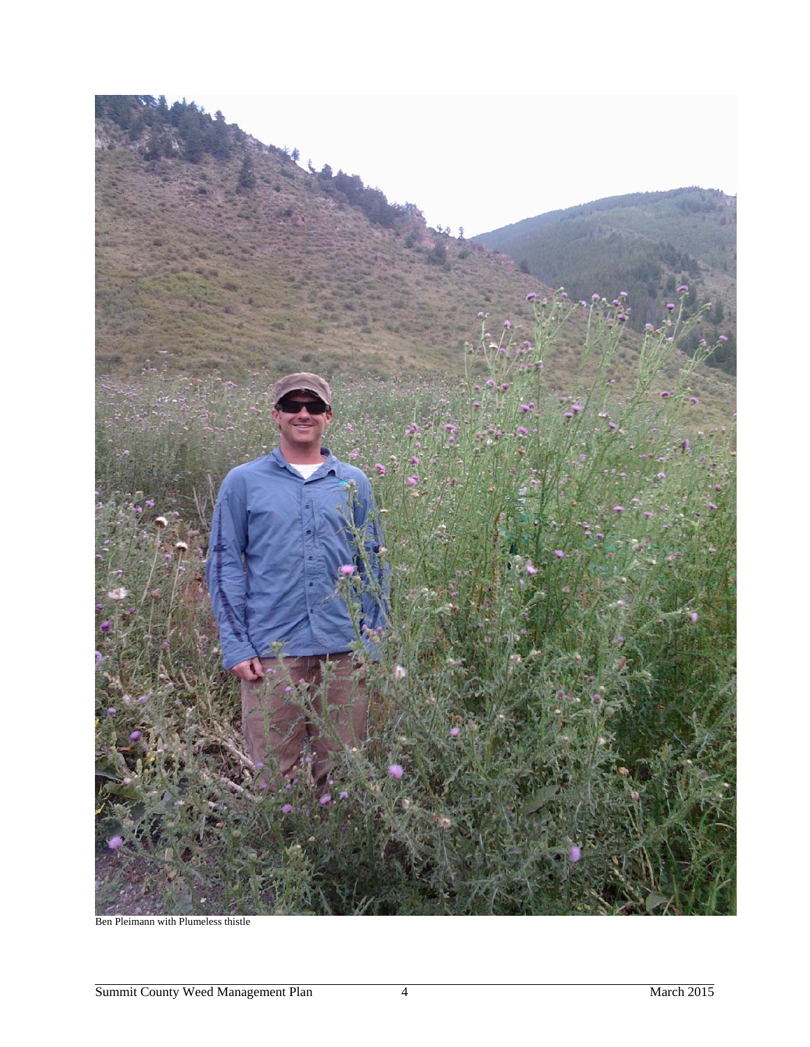Ben Pleimann with Plumeless thistle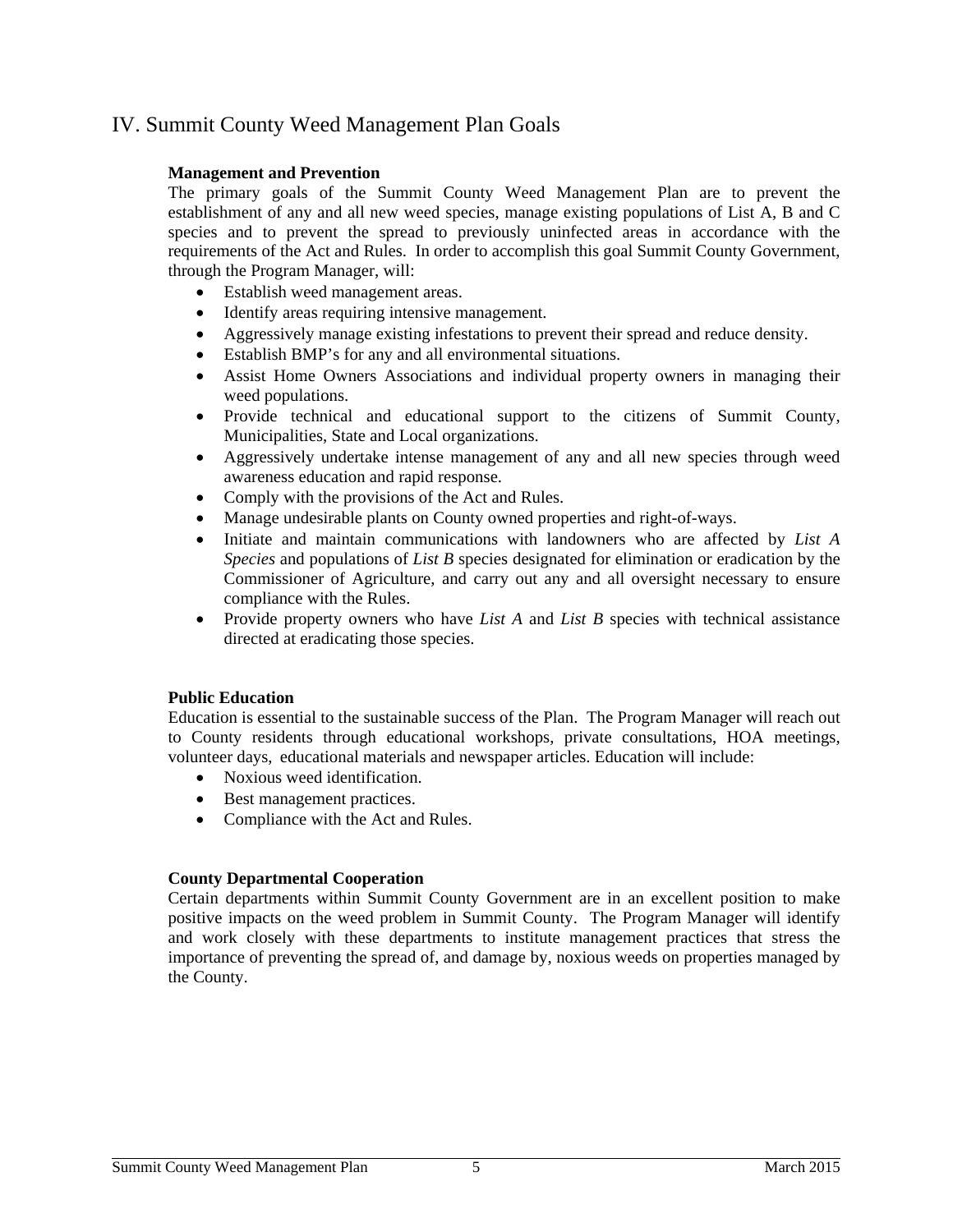## IV. Summit County Weed Management Plan Goals

**Management and Prevention**

The primary goals of the Summit County Weed Management Plan are to prevent the establishment of any and all new weed species, manage existing populations of List A, B and C species and to prevent the spread to previously uninfected areas in accordance with the requirements of the Act and Rules. In order to accomplish this goal Summit County Government, through the Program Manager, will:

- Establish weed management areas.
- Identify areas requiring intensive management.
- Aggressively manage existing infestations to prevent their spread and reduce density.
- Establish BMP's for any and all environmental situations.
- Assist Home Owners Associations and individual property owners in managing their weed populations.
- Provide technical and educational support to the citizens of Summit County, Municipalities, State and Local organizations.
- Aggressively undertake intense management of any and all new species through weed awareness education and rapid response.
- Comply with the provisions of the Act and Rules.
- Manage undesirable plants on County owned properties and right-of-ways.
- Initiate and maintain communications with landowners who are affected by *List A Species* and populations of *List B* species designated for elimination or eradication by the Commissioner of Agriculture, and carry out any and all oversight necessary to ensure compliance with the Rules.
- Provide property owners who have *List A* and *List B* species with technical assistance directed at eradicating those species.

**Public Education**

Education is essential to the sustainable success of the Plan. The Program Manager will reach out to County residents through educational workshops, private consultations, HOA meetings, volunteer days, educational materials and newspaper articles. Education will include:

- Noxious weed identification.
- Best management practices.
- Compliance with the Act and Rules.

**County Departmental Cooperation**

Certain departments within Summit County Government are in an excellent position to make positive impacts on the weed problem in Summit County. The Program Manager will identify and work closely with these departments to institute management practices that stress the importance of preventing the spread of, and damage by, noxious weeds on properties managed by the County.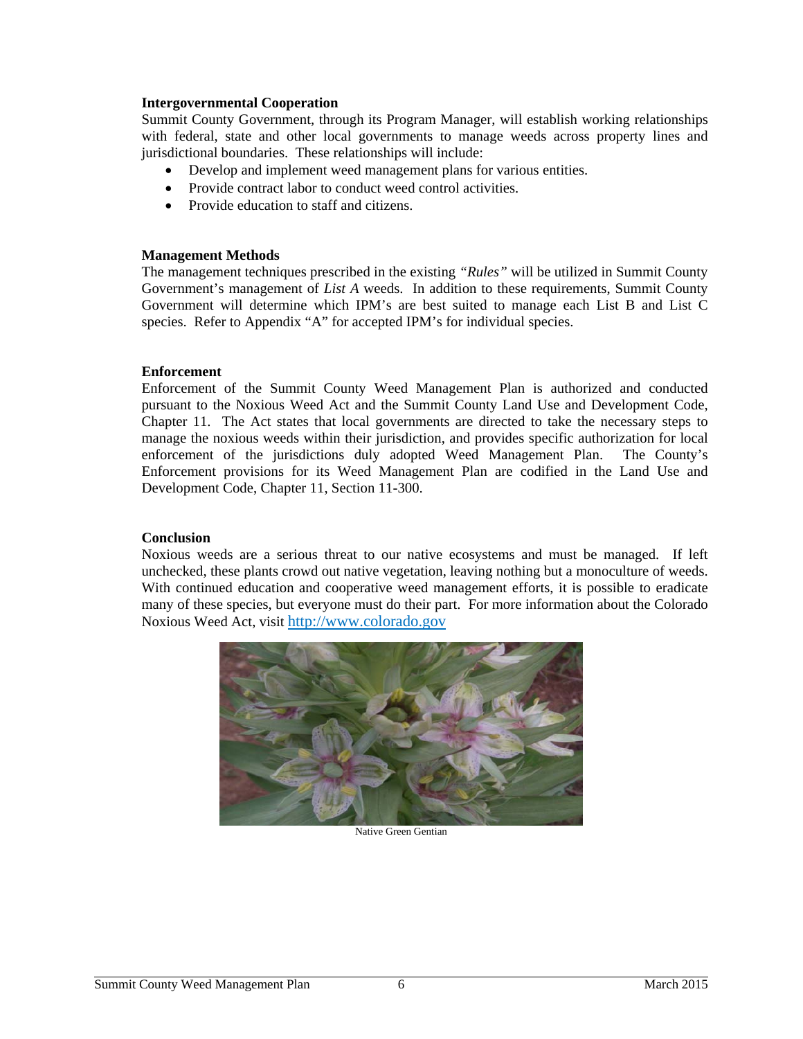**Intergovernmental Cooperation**
Summit County Government, through its Program Manager, will establish working relationships with federal, state and other local governments to manage weeds across property lines and jurisdictional boundaries. These relationships will include:

- Develop and implement weed management plans for various entities.
- Provide contract labor to conduct weed control activities.
- Provide education to staff and citizens.

**Management Methods**
The management techniques prescribed in the existing *"Rules"* will be utilized in Summit County Government's management of *List A* weeds. In addition to these requirements, Summit County Government will determine which IPM's are best suited to manage each List B and List C species. Refer to Appendix "A" for accepted IPM's for individual species.

**Enforcement**
Enforcement of the Summit County Weed Management Plan is authorized and conducted pursuant to the Noxious Weed Act and the Summit County Land Use and Development Code, Chapter 11. The Act states that local governments are directed to take the necessary steps to manage the noxious weeds within their jurisdiction, and provides specific authorization for local enforcement of the jurisdictions duly adopted Weed Management Plan. The County's Enforcement provisions for its Weed Management Plan are codified in the Land Use and Development Code, Chapter 11, Section 11-300.

**Conclusion**
Noxious weeds are a serious threat to our native ecosystems and must be managed. If left unchecked, these plants crowd out native vegetation, leaving nothing but a monoculture of weeds. With continued education and cooperative weed management efforts, it is possible to eradicate many of these species, but everyone must do their part. For more information about the Colorado Noxious Weed Act, visit http://www.colorado.gov

Native Green Gentian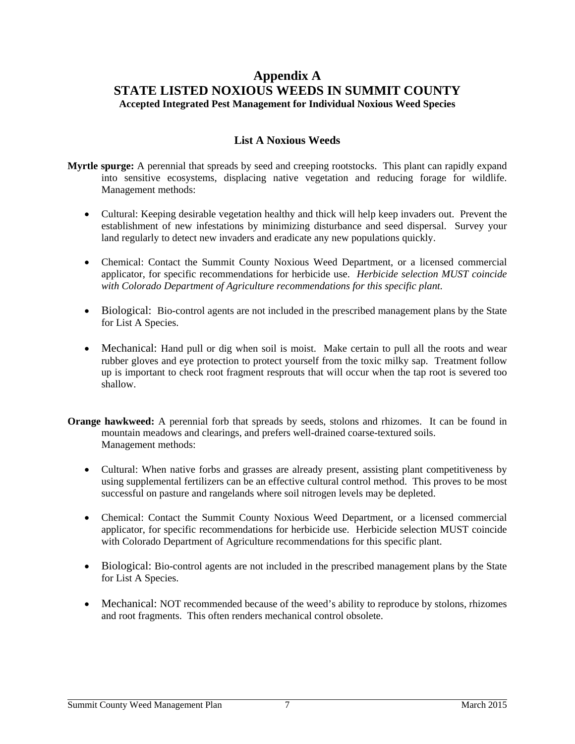# Appendix A
# STATE LISTED NOXIOUS WEEDS IN SUMMIT COUNTY
### Accepted Integrated Pest Management for Individual Noxious Weed Species

## List A Noxious Weeds

**Myrtle spurge:** A perennial that spreads by seed and creeping rootstocks. This plant can rapidly expand into sensitive ecosystems, displacing native vegetation and reducing forage for wildlife. Management methods:

- Cultural: Keeping desirable vegetation healthy and thick will help keep invaders out. Prevent the establishment of new infestations by minimizing disturbance and seed dispersal. Survey your land regularly to detect new invaders and eradicate any new populations quickly.

- Chemical: Contact the Summit County Noxious Weed Department, or a licensed commercial applicator, for specific recommendations for herbicide use. *Herbicide selection MUST coincide with Colorado Department of Agriculture recommendations for this specific plant.*

- Biological: Bio-control agents are not included in the prescribed management plans by the State for List A Species.

- Mechanical: Hand pull or dig when soil is moist. Make certain to pull all the roots and wear rubber gloves and eye protection to protect yourself from the toxic milky sap. Treatment follow up is important to check root fragment resprouts that will occur when the tap root is severed too shallow.

**Orange hawkweed:** A perennial forb that spreads by seeds, stolons and rhizomes. It can be found in mountain meadows and clearings, and prefers well-drained coarse-textured soils. Management methods:

- Cultural: When native forbs and grasses are already present, assisting plant competitiveness by using supplemental fertilizers can be an effective cultural control method. This proves to be most successful on pasture and rangelands where soil nitrogen levels may be depleted.

- Chemical: Contact the Summit County Noxious Weed Department, or a licensed commercial applicator, for specific recommendations for herbicide use. Herbicide selection MUST coincide with Colorado Department of Agriculture recommendations for this specific plant.

- Biological: Bio-control agents are not included in the prescribed management plans by the State for List A Species.

- Mechanical: NOT recommended because of the weed's ability to reproduce by stolons, rhizomes and root fragments. This often renders mechanical control obsolete.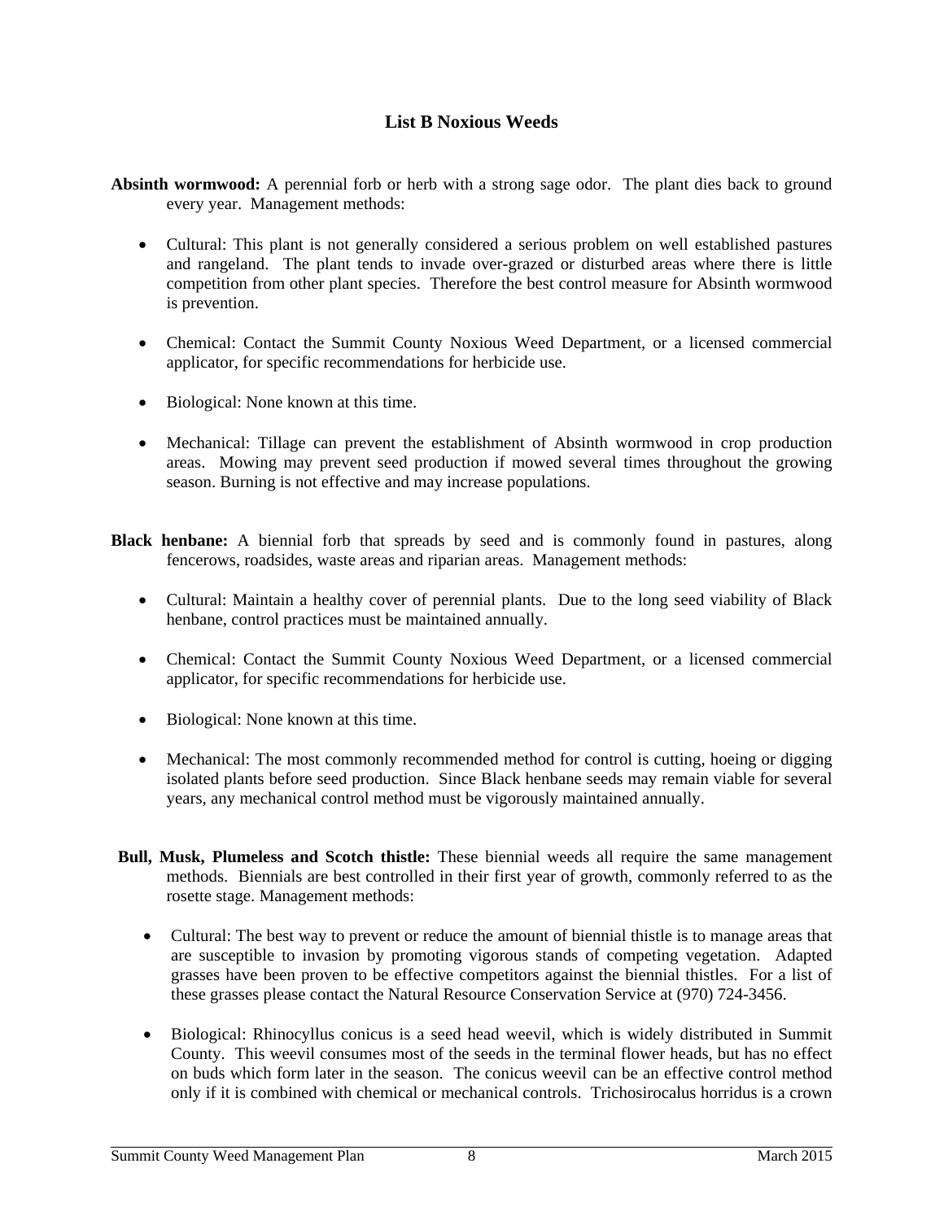## List B Noxious Weeds

**Absinth wormwood:** A perennial forb or herb with a strong sage odor. The plant dies back to ground every year. Management methods:

- Cultural: This plant is not generally considered a serious problem on well established pastures and rangeland. The plant tends to invade over-grazed or disturbed areas where there is little competition from other plant species. Therefore the best control measure for Absinth wormwood is prevention.
- Chemical: Contact the Summit County Noxious Weed Department, or a licensed commercial applicator, for specific recommendations for herbicide use.
- Biological: None known at this time.
- Mechanical: Tillage can prevent the establishment of Absinth wormwood in crop production areas. Mowing may prevent seed production if mowed several times throughout the growing season. Burning is not effective and may increase populations.

**Black henbane:** A biennial forb that spreads by seed and is commonly found in pastures, along fencerows, roadsides, waste areas and riparian areas. Management methods:

- Cultural: Maintain a healthy cover of perennial plants. Due to the long seed viability of Black henbane, control practices must be maintained annually.
- Chemical: Contact the Summit County Noxious Weed Department, or a licensed commercial applicator, for specific recommendations for herbicide use.
- Biological: None known at this time.
- Mechanical: The most commonly recommended method for control is cutting, hoeing or digging isolated plants before seed production. Since Black henbane seeds may remain viable for several years, any mechanical control method must be vigorously maintained annually.

**Bull, Musk, Plumeless and Scotch thistle:** These biennial weeds all require the same management methods. Biennials are best controlled in their first year of growth, commonly referred to as the rosette stage. Management methods:

- Cultural: The best way to prevent or reduce the amount of biennial thistle is to manage areas that are susceptible to invasion by promoting vigorous stands of competing vegetation. Adapted grasses have been proven to be effective competitors against the biennial thistles. For a list of these grasses please contact the Natural Resource Conservation Service at (970) 724-3456.
- Biological: Rhinocyllus conicus is a seed head weevil, which is widely distributed in Summit County. This weevil consumes most of the seeds in the terminal flower heads, but has no effect on buds which form later in the season. The conicus weevil can be an effective control method only if it is combined with chemical or mechanical controls. Trichosirocalus horridus is a crown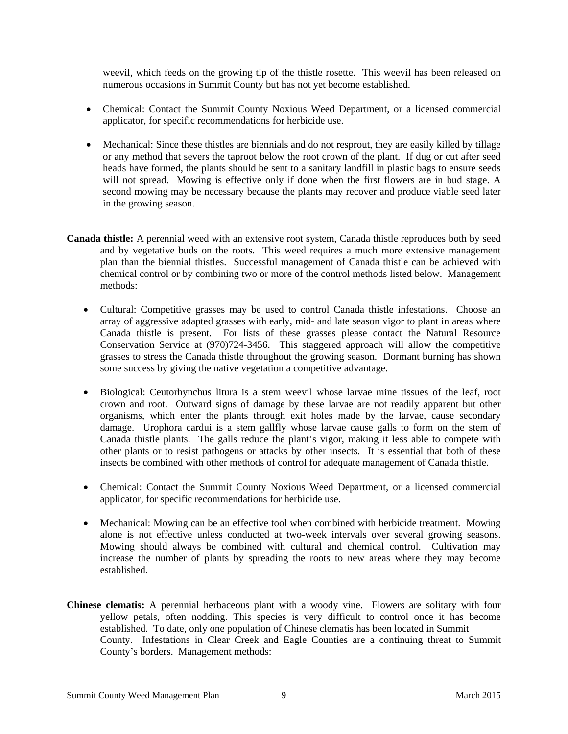weevil, which feeds on the growing tip of the thistle rosette. This weevil has been released on numerous occasions in Summit County but has not yet become established.

- Chemical: Contact the Summit County Noxious Weed Department, or a licensed commercial applicator, for specific recommendations for herbicide use.
- Mechanical: Since these thistles are biennials and do not resprout, they are easily killed by tillage or any method that severs the taproot below the root crown of the plant. If dug or cut after seed heads have formed, the plants should be sent to a sanitary landfill in plastic bags to ensure seeds will not spread. Mowing is effective only if done when the first flowers are in bud stage. A second mowing may be necessary because the plants may recover and produce viable seed later in the growing season.

**Canada thistle:** A perennial weed with an extensive root system, Canada thistle reproduces both by seed and by vegetative buds on the roots. This weed requires a much more extensive management plan than the biennial thistles. Successful management of Canada thistle can be achieved with chemical control or by combining two or more of the control methods listed below. Management methods:

- Cultural: Competitive grasses may be used to control Canada thistle infestations. Choose an array of aggressive adapted grasses with early, mid- and late season vigor to plant in areas where Canada thistle is present. For lists of these grasses please contact the Natural Resource Conservation Service at (970)724-3456. This staggered approach will allow the competitive grasses to stress the Canada thistle throughout the growing season. Dormant burning has shown some success by giving the native vegetation a competitive advantage.
- Biological: Ceutorhynchus litura is a stem weevil whose larvae mine tissues of the leaf, root crown and root. Outward signs of damage by these larvae are not readily apparent but other organisms, which enter the plants through exit holes made by the larvae, cause secondary damage. Urophora cardui is a stem gallfly whose larvae cause galls to form on the stem of Canada thistle plants. The galls reduce the plant's vigor, making it less able to compete with other plants or to resist pathogens or attacks by other insects. It is essential that both of these insects be combined with other methods of control for adequate management of Canada thistle.
- Chemical: Contact the Summit County Noxious Weed Department, or a licensed commercial applicator, for specific recommendations for herbicide use.
- Mechanical: Mowing can be an effective tool when combined with herbicide treatment. Mowing alone is not effective unless conducted at two-week intervals over several growing seasons. Mowing should always be combined with cultural and chemical control. Cultivation may increase the number of plants by spreading the roots to new areas where they may become established.

**Chinese clematis:** A perennial herbaceous plant with a woody vine. Flowers are solitary with four yellow petals, often nodding. This species is very difficult to control once it has become established. To date, only one population of Chinese clematis has been located in Summit County. Infestations in Clear Creek and Eagle Counties are a continuing threat to Summit County's borders. Management methods: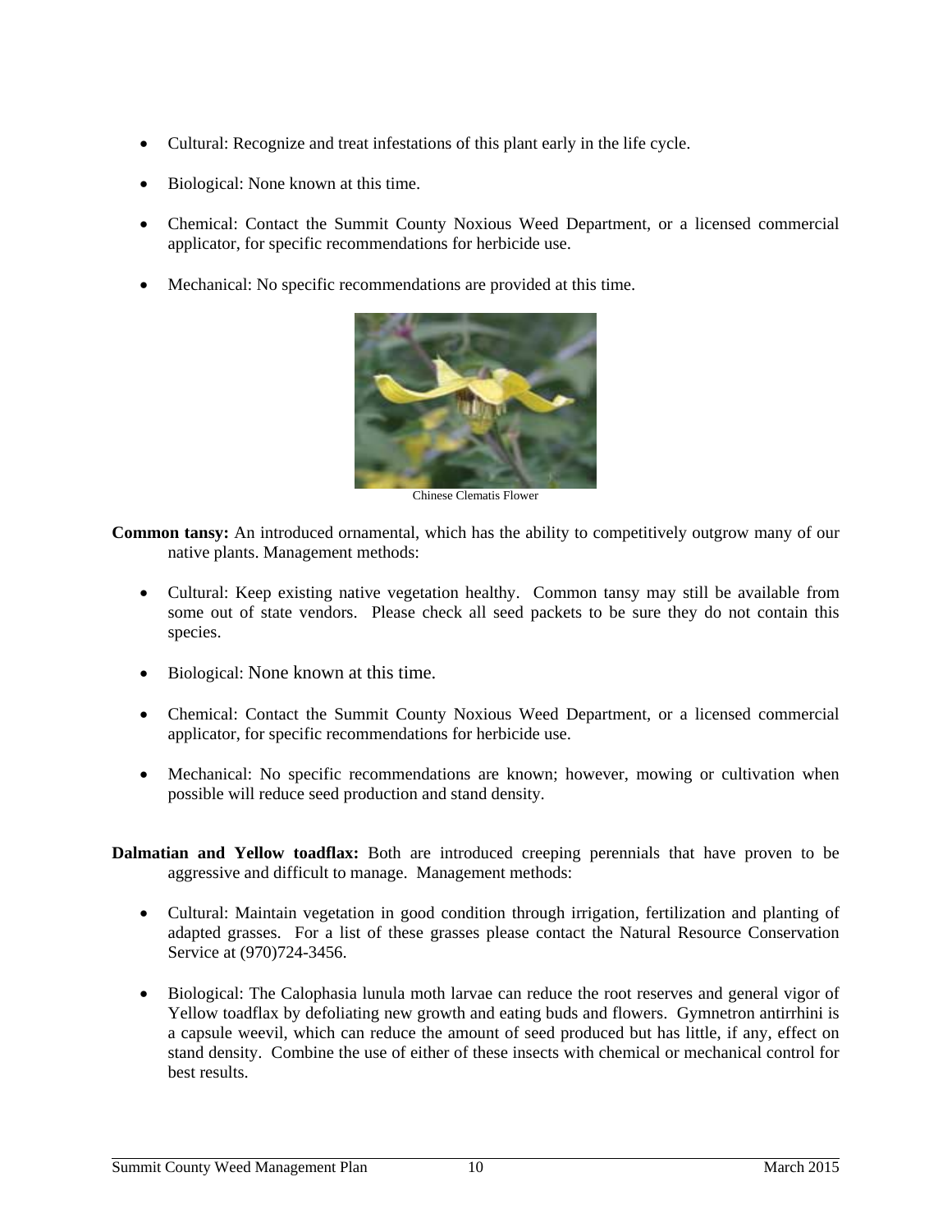- Cultural: Recognize and treat infestations of this plant early in the life cycle.
- Biological: None known at this time.
- Chemical: Contact the Summit County Noxious Weed Department, or a licensed commercial applicator, for specific recommendations for herbicide use.
- Mechanical: No specific recommendations are provided at this time.

Chinese Clematis Flower

**Common tansy:** An introduced ornamental, which has the ability to competitively outgrow many of our native plants. Management methods:

- Cultural: Keep existing native vegetation healthy. Common tansy may still be available from some out of state vendors. Please check all seed packets to be sure they do not contain this species.
- Biological: None known at this time.
- Chemical: Contact the Summit County Noxious Weed Department, or a licensed commercial applicator, for specific recommendations for herbicide use.
- Mechanical: No specific recommendations are known; however, mowing or cultivation when possible will reduce seed production and stand density.

**Dalmatian and Yellow toadflax:** Both are introduced creeping perennials that have proven to be aggressive and difficult to manage. Management methods:

- Cultural: Maintain vegetation in good condition through irrigation, fertilization and planting of adapted grasses. For a list of these grasses please contact the Natural Resource Conservation Service at (970)724-3456.
- Biological: The Calophasia lunula moth larvae can reduce the root reserves and general vigor of Yellow toadflax by defoliating new growth and eating buds and flowers. Gymnetron antirrhini is a capsule weevil, which can reduce the amount of seed produced but has little, if any, effect on stand density. Combine the use of either of these insects with chemical or mechanical control for best results.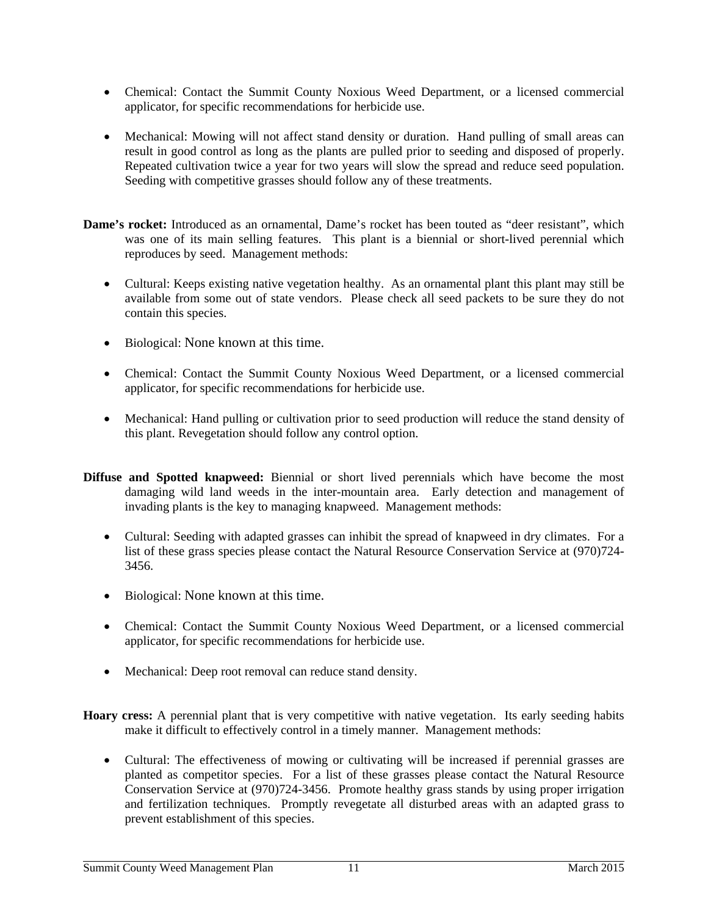- Chemical: Contact the Summit County Noxious Weed Department, or a licensed commercial applicator, for specific recommendations for herbicide use.

- Mechanical: Mowing will not affect stand density or duration. Hand pulling of small areas can result in good control as long as the plants are pulled prior to seeding and disposed of properly. Repeated cultivation twice a year for two years will slow the spread and reduce seed population. Seeding with competitive grasses should follow any of these treatments.

**Dame's rocket:** Introduced as an ornamental, Dame's rocket has been touted as "deer resistant", which was one of its main selling features. This plant is a biennial or short-lived perennial which reproduces by seed. Management methods:

- Cultural: Keeps existing native vegetation healthy. As an ornamental plant this plant may still be available from some out of state vendors. Please check all seed packets to be sure they do not contain this species.

- Biological: None known at this time.

- Chemical: Contact the Summit County Noxious Weed Department, or a licensed commercial applicator, for specific recommendations for herbicide use.

- Mechanical: Hand pulling or cultivation prior to seed production will reduce the stand density of this plant. Revegetation should follow any control option.

**Diffuse and Spotted knapweed:** Biennial or short lived perennials which have become the most damaging wild land weeds in the inter-mountain area. Early detection and management of invading plants is the key to managing knapweed. Management methods:

- Cultural: Seeding with adapted grasses can inhibit the spread of knapweed in dry climates. For a list of these grass species please contact the Natural Resource Conservation Service at (970)724-3456.

- Biological: None known at this time.

- Chemical: Contact the Summit County Noxious Weed Department, or a licensed commercial applicator, for specific recommendations for herbicide use.

- Mechanical: Deep root removal can reduce stand density.

**Hoary cress:** A perennial plant that is very competitive with native vegetation. Its early seeding habits make it difficult to effectively control in a timely manner. Management methods:

- Cultural: The effectiveness of mowing or cultivating will be increased if perennial grasses are planted as competitor species. For a list of these grasses please contact the Natural Resource Conservation Service at (970)724-3456. Promote healthy grass stands by using proper irrigation and fertilization techniques. Promptly revegetate all disturbed areas with an adapted grass to prevent establishment of this species.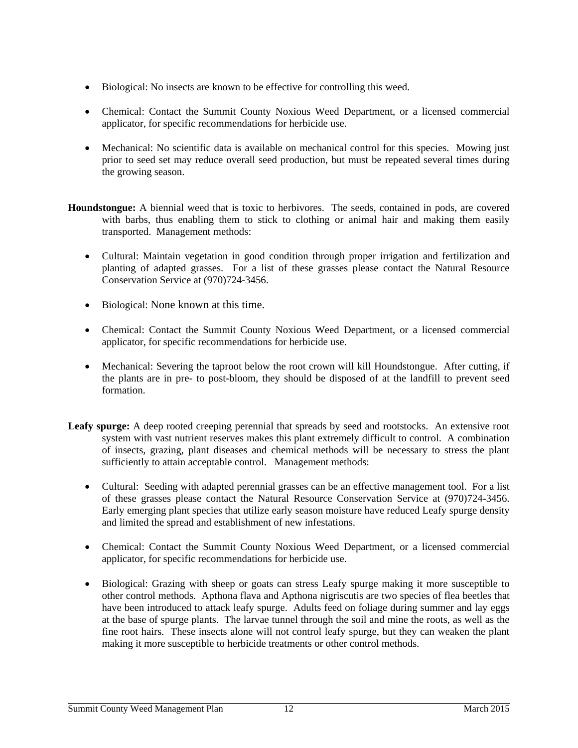- Biological: No insects are known to be effective for controlling this weed.

- Chemical: Contact the Summit County Noxious Weed Department, or a licensed commercial applicator, for specific recommendations for herbicide use.

- Mechanical: No scientific data is available on mechanical control for this species. Mowing just prior to seed set may reduce overall seed production, but must be repeated several times during the growing season.

**Houndstongue:** A biennial weed that is toxic to herbivores. The seeds, contained in pods, are covered with barbs, thus enabling them to stick to clothing or animal hair and making them easily transported. Management methods:

- Cultural: Maintain vegetation in good condition through proper irrigation and fertilization and planting of adapted grasses. For a list of these grasses please contact the Natural Resource Conservation Service at (970)724-3456.

- Biological: None known at this time.

- Chemical: Contact the Summit County Noxious Weed Department, or a licensed commercial applicator, for specific recommendations for herbicide use.

- Mechanical: Severing the taproot below the root crown will kill Houndstongue. After cutting, if the plants are in pre- to post-bloom, they should be disposed of at the landfill to prevent seed formation.

**Leafy spurge:** A deep rooted creeping perennial that spreads by seed and rootstocks. An extensive root system with vast nutrient reserves makes this plant extremely difficult to control. A combination of insects, grazing, plant diseases and chemical methods will be necessary to stress the plant sufficiently to attain acceptable control. Management methods:

- Cultural: Seeding with adapted perennial grasses can be an effective management tool. For a list of these grasses please contact the Natural Resource Conservation Service at (970)724-3456. Early emerging plant species that utilize early season moisture have reduced Leafy spurge density and limited the spread and establishment of new infestations.

- Chemical: Contact the Summit County Noxious Weed Department, or a licensed commercial applicator, for specific recommendations for herbicide use.

- Biological: Grazing with sheep or goats can stress Leafy spurge making it more susceptible to other control methods. Apthona flava and Apthona nigriscutis are two species of flea beetles that have been introduced to attack leafy spurge. Adults feed on foliage during summer and lay eggs at the base of spurge plants. The larvae tunnel through the soil and mine the roots, as well as the fine root hairs. These insects alone will not control leafy spurge, but they can weaken the plant making it more susceptible to herbicide treatments or other control methods.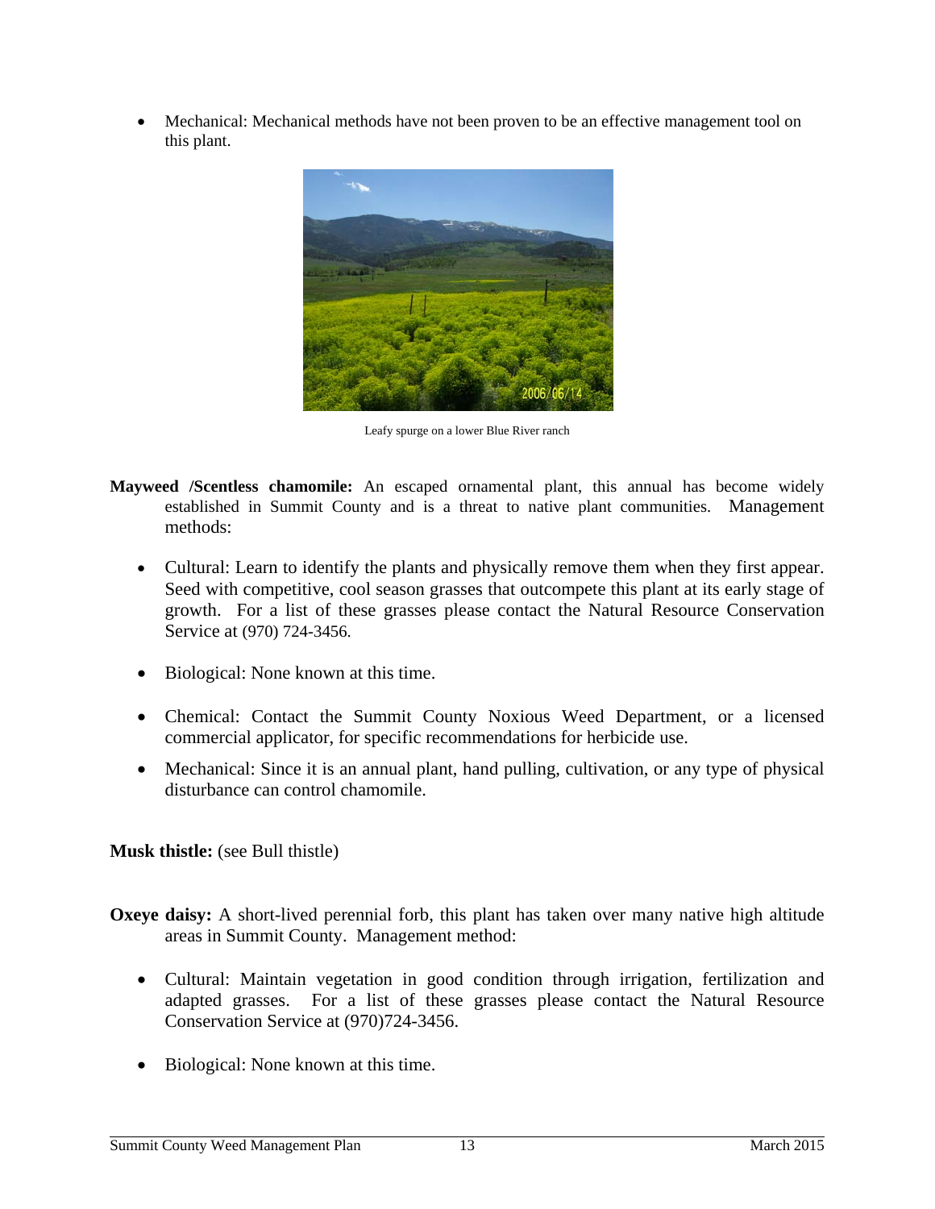- Mechanical: Mechanical methods have not been proven to be an effective management tool on this plant.

Leafy spurge on a lower Blue River ranch

**Mayweed /Scentless chamomile:** An escaped ornamental plant, this annual has become widely established in Summit County and is a threat to native plant communities. Management methods:

- Cultural: Learn to identify the plants and physically remove them when they first appear. Seed with competitive, cool season grasses that outcompete this plant at its early stage of growth. For a list of these grasses please contact the Natural Resource Conservation Service at (970) 724-3456.
- Biological: None known at this time.
- Chemical: Contact the Summit County Noxious Weed Department, or a licensed commercial applicator, for specific recommendations for herbicide use.
- Mechanical: Since it is an annual plant, hand pulling, cultivation, or any type of physical disturbance can control chamomile.

**Musk thistle:** (see Bull thistle)

**Oxeye daisy:** A short-lived perennial forb, this plant has taken over many native high altitude areas in Summit County. Management method:

- Cultural: Maintain vegetation in good condition through irrigation, fertilization and adapted grasses. For a list of these grasses please contact the Natural Resource Conservation Service at (970)724-3456.
- Biological: None known at this time.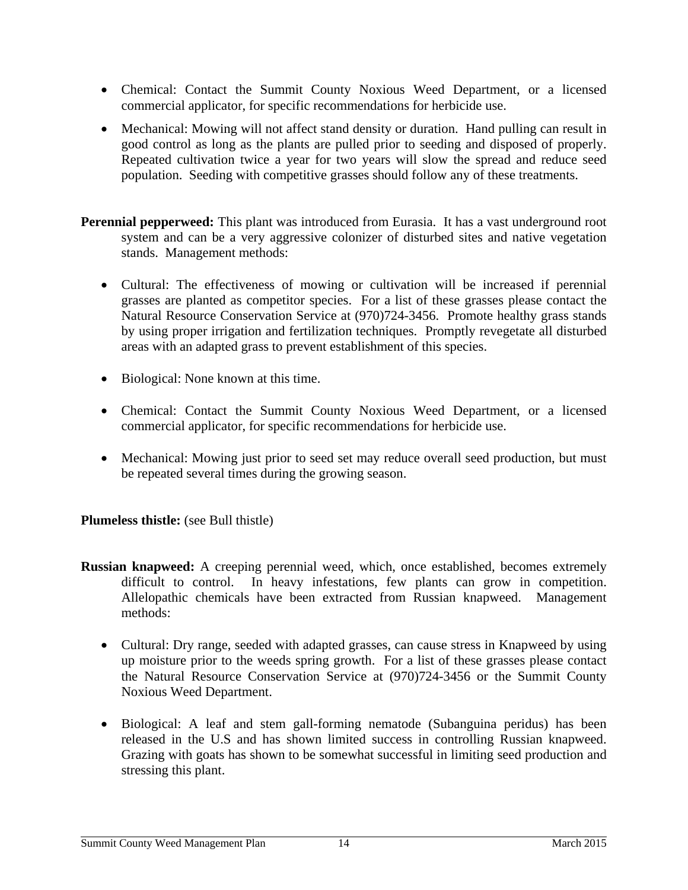- Chemical: Contact the Summit County Noxious Weed Department, or a licensed commercial applicator, for specific recommendations for herbicide use.

- Mechanical: Mowing will not affect stand density or duration. Hand pulling can result in good control as long as the plants are pulled prior to seeding and disposed of properly. Repeated cultivation twice a year for two years will slow the spread and reduce seed population. Seeding with competitive grasses should follow any of these treatments.

**Perennial pepperweed:** This plant was introduced from Eurasia. It has a vast underground root system and can be a very aggressive colonizer of disturbed sites and native vegetation stands. Management methods:

- Cultural: The effectiveness of mowing or cultivation will be increased if perennial grasses are planted as competitor species. For a list of these grasses please contact the Natural Resource Conservation Service at (970)724-3456. Promote healthy grass stands by using proper irrigation and fertilization techniques. Promptly revegetate all disturbed areas with an adapted grass to prevent establishment of this species.

- Biological: None known at this time.

- Chemical: Contact the Summit County Noxious Weed Department, or a licensed commercial applicator, for specific recommendations for herbicide use.

- Mechanical: Mowing just prior to seed set may reduce overall seed production, but must be repeated several times during the growing season.

**Plumeless thistle:** (see Bull thistle)

**Russian knapweed:** A creeping perennial weed, which, once established, becomes extremely difficult to control. In heavy infestations, few plants can grow in competition. Allelopathic chemicals have been extracted from Russian knapweed. Management methods:

- Cultural: Dry range, seeded with adapted grasses, can cause stress in Knapweed by using up moisture prior to the weeds spring growth. For a list of these grasses please contact the Natural Resource Conservation Service at (970)724-3456 or the Summit County Noxious Weed Department.

- Biological: A leaf and stem gall-forming nematode (Subanguina peridus) has been released in the U.S and has shown limited success in controlling Russian knapweed. Grazing with goats has shown to be somewhat successful in limiting seed production and stressing this plant.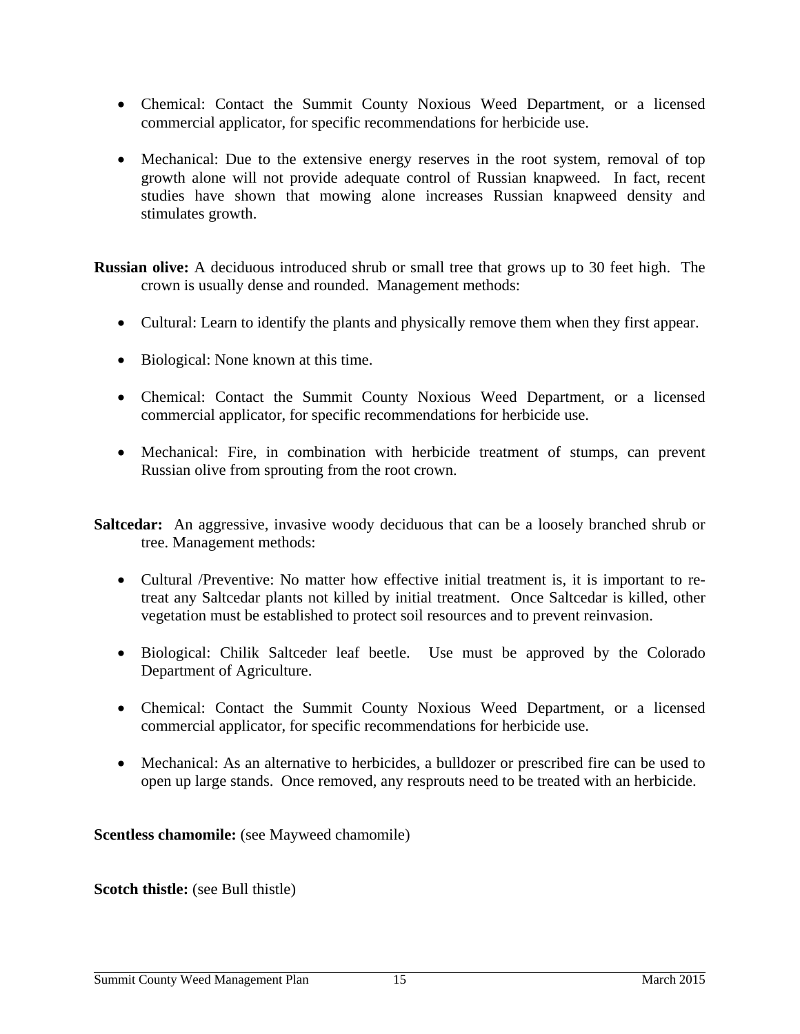- Chemical: Contact the Summit County Noxious Weed Department, or a licensed commercial applicator, for specific recommendations for herbicide use.

- Mechanical: Due to the extensive energy reserves in the root system, removal of top growth alone will not provide adequate control of Russian knapweed. In fact, recent studies have shown that mowing alone increases Russian knapweed density and stimulates growth.

**Russian olive:** A deciduous introduced shrub or small tree that grows up to 30 feet high. The crown is usually dense and rounded. Management methods:

- Cultural: Learn to identify the plants and physically remove them when they first appear.

- Biological: None known at this time.

- Chemical: Contact the Summit County Noxious Weed Department, or a licensed commercial applicator, for specific recommendations for herbicide use.

- Mechanical: Fire, in combination with herbicide treatment of stumps, can prevent Russian olive from sprouting from the root crown.

**Saltcedar:** An aggressive, invasive woody deciduous that can be a loosely branched shrub or tree. Management methods:

- Cultural /Preventive: No matter how effective initial treatment is, it is important to re-treat any Saltcedar plants not killed by initial treatment. Once Saltcedar is killed, other vegetation must be established to protect soil resources and to prevent reinvasion.

- Biological: Chilik Saltceder leaf beetle. Use must be approved by the Colorado Department of Agriculture.

- Chemical: Contact the Summit County Noxious Weed Department, or a licensed commercial applicator, for specific recommendations for herbicide use.

- Mechanical: As an alternative to herbicides, a bulldozer or prescribed fire can be used to open up large stands. Once removed, any resprouts need to be treated with an herbicide.

**Scentless chamomile:** (see Mayweed chamomile)

**Scotch thistle:** (see Bull thistle)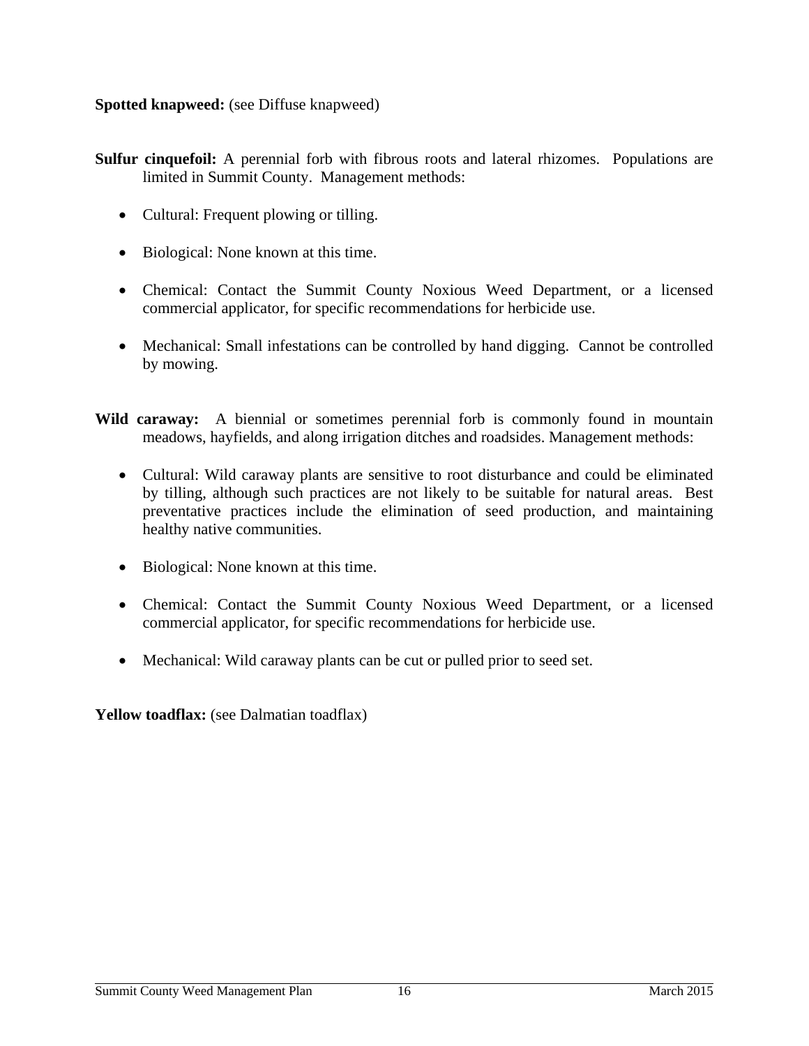**Spotted knapweed:** (see Diffuse knapweed)

**Sulfur cinquefoil:** A perennial forb with fibrous roots and lateral rhizomes. Populations are limited in Summit County. Management methods:

- Cultural: Frequent plowing or tilling.
- Biological: None known at this time.
- Chemical: Contact the Summit County Noxious Weed Department, or a licensed commercial applicator, for specific recommendations for herbicide use.
- Mechanical: Small infestations can be controlled by hand digging. Cannot be controlled by mowing.

**Wild caraway:** A biennial or sometimes perennial forb is commonly found in mountain meadows, hayfields, and along irrigation ditches and roadsides. Management methods:

- Cultural: Wild caraway plants are sensitive to root disturbance and could be eliminated by tilling, although such practices are not likely to be suitable for natural areas. Best preventative practices include the elimination of seed production, and maintaining healthy native communities.
- Biological: None known at this time.
- Chemical: Contact the Summit County Noxious Weed Department, or a licensed commercial applicator, for specific recommendations for herbicide use.
- Mechanical: Wild caraway plants can be cut or pulled prior to seed set.

**Yellow toadflax:** (see Dalmatian toadflax)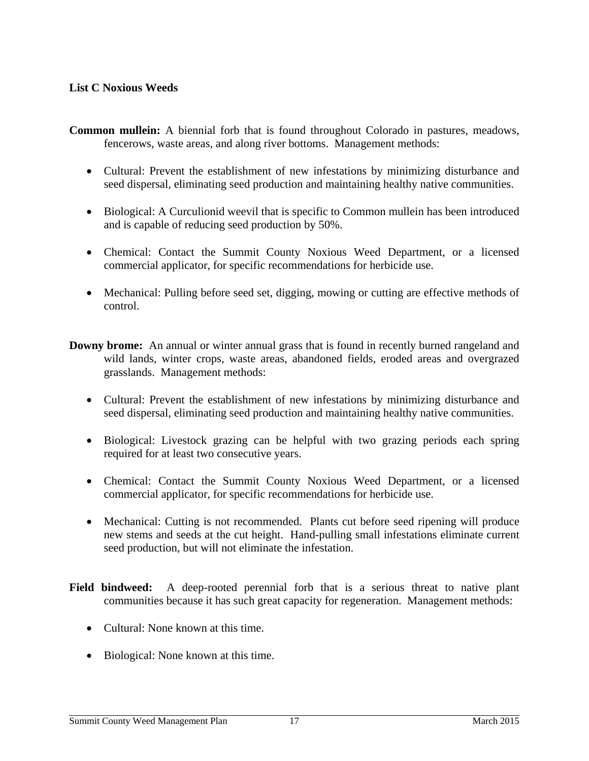### List C Noxious Weeds

**Common mullein:** A biennial forb that is found throughout Colorado in pastures, meadows, fencerows, waste areas, and along river bottoms. Management methods:

- Cultural: Prevent the establishment of new infestations by minimizing disturbance and seed dispersal, eliminating seed production and maintaining healthy native communities.
- Biological: A Curculionid weevil that is specific to Common mullein has been introduced and is capable of reducing seed production by 50%.
- Chemical: Contact the Summit County Noxious Weed Department, or a licensed commercial applicator, for specific recommendations for herbicide use.
- Mechanical: Pulling before seed set, digging, mowing or cutting are effective methods of control.

**Downy brome:** An annual or winter annual grass that is found in recently burned rangeland and wild lands, winter crops, waste areas, abandoned fields, eroded areas and overgrazed grasslands. Management methods:

- Cultural: Prevent the establishment of new infestations by minimizing disturbance and seed dispersal, eliminating seed production and maintaining healthy native communities.
- Biological: Livestock grazing can be helpful with two grazing periods each spring required for at least two consecutive years.
- Chemical: Contact the Summit County Noxious Weed Department, or a licensed commercial applicator, for specific recommendations for herbicide use.
- Mechanical: Cutting is not recommended. Plants cut before seed ripening will produce new stems and seeds at the cut height. Hand-pulling small infestations eliminate current seed production, but will not eliminate the infestation.

**Field bindweed:** A deep-rooted perennial forb that is a serious threat to native plant communities because it has such great capacity for regeneration. Management methods:

- Cultural: None known at this time.
- Biological: None known at this time.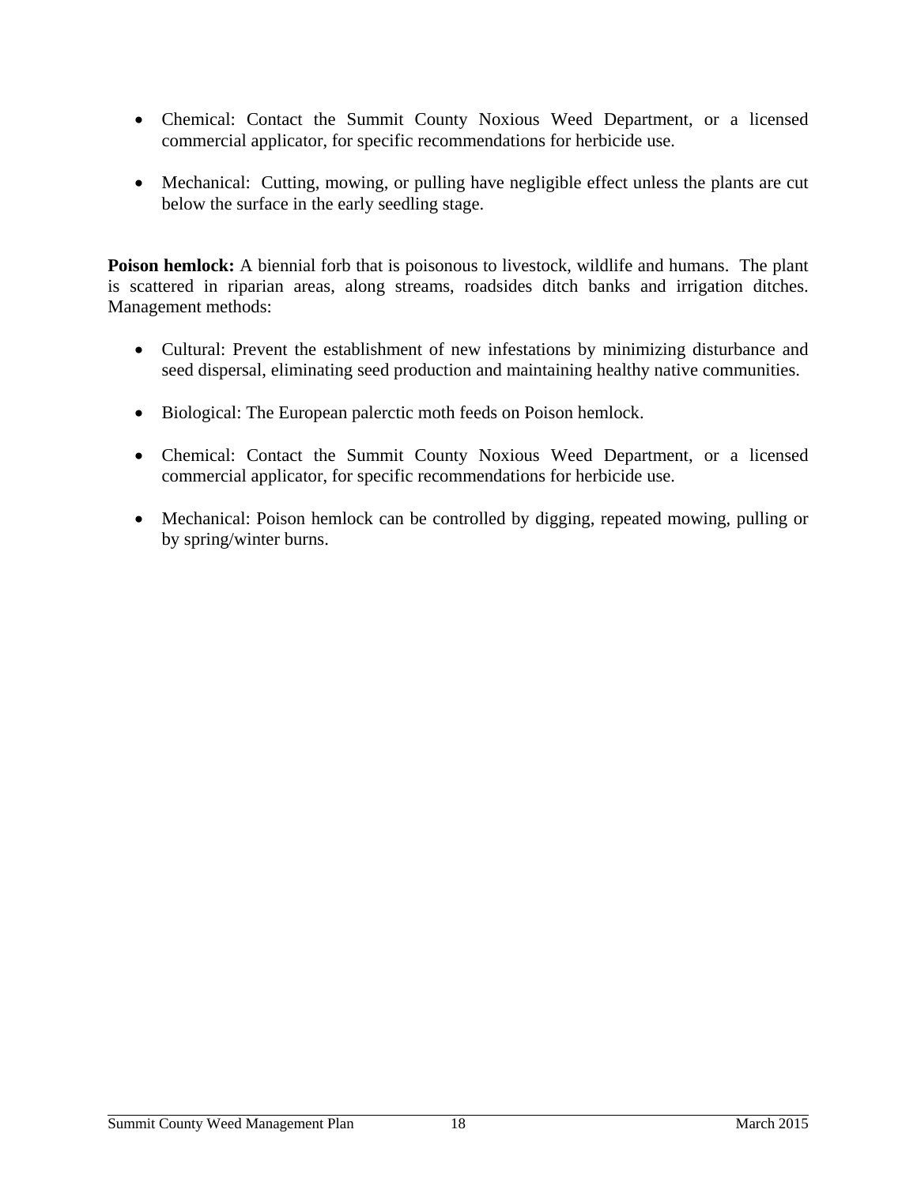- Chemical: Contact the Summit County Noxious Weed Department, or a licensed commercial applicator, for specific recommendations for herbicide use.

- Mechanical: Cutting, mowing, or pulling have negligible effect unless the plants are cut below the surface in the early seedling stage.

**Poison hemlock:** A biennial forb that is poisonous to livestock, wildlife and humans. The plant is scattered in riparian areas, along streams, roadsides ditch banks and irrigation ditches. Management methods:

- Cultural: Prevent the establishment of new infestations by minimizing disturbance and seed dispersal, eliminating seed production and maintaining healthy native communities.

- Biological: The European palerctic moth feeds on Poison hemlock.

- Chemical: Contact the Summit County Noxious Weed Department, or a licensed commercial applicator, for specific recommendations for herbicide use.

- Mechanical: Poison hemlock can be controlled by digging, repeated mowing, pulling or by spring/winter burns.